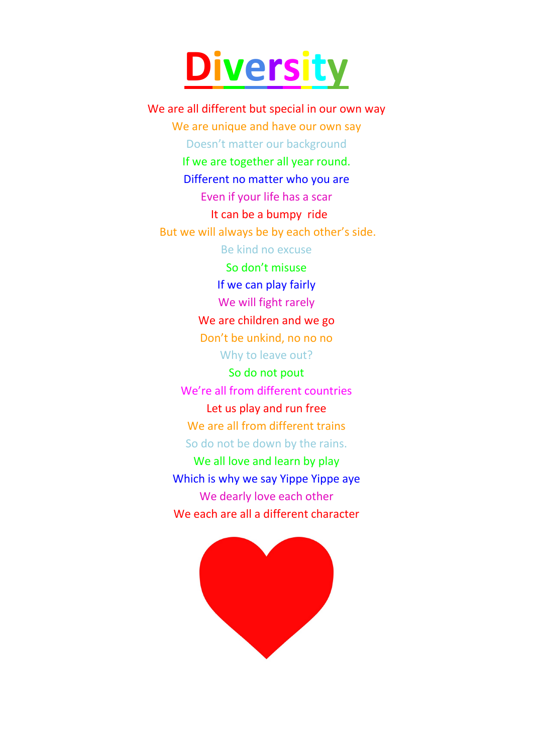# Diversity

We are all different but special in our own way
We are unique and have our own say
Doesn't matter our background
If we are together all year round.
Different no matter who you are
Even if your life has a scar
It can be a bumpy ride
But we will always be by each other's side.
Be kind no excuse
So don't misuse
If we can play fairly
We will fight rarely
We are children and we go
Don't be unkind, no no no
Why to leave out?
So do not pout
We're all from different countries
Let us play and run free
We are all from different trains
So do not be down by the rains.
We all love and learn by play
Which is why we say Yippe Yippe aye
We dearly love each other
We each are all a different character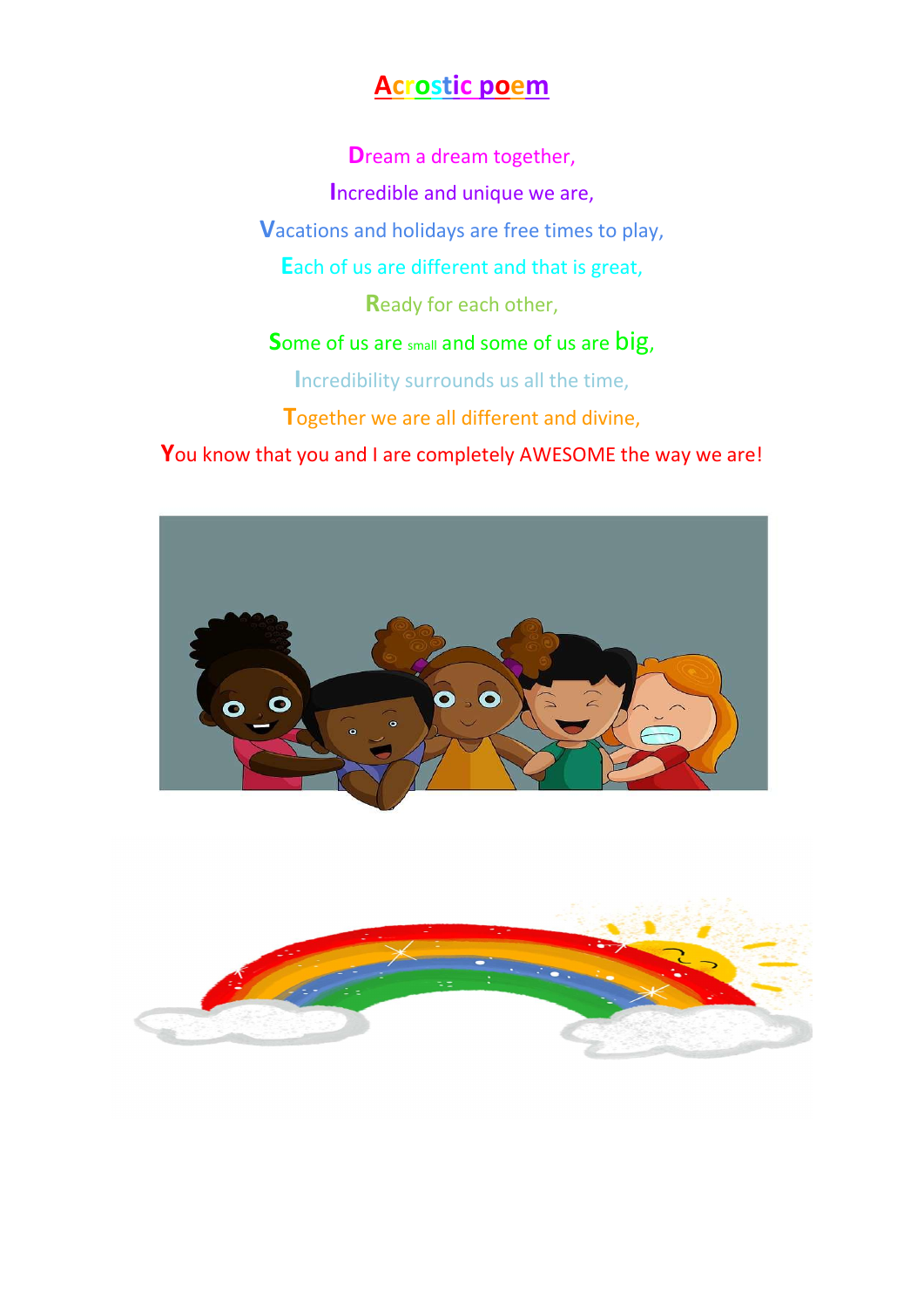# Acrostic poem

**D**ream a dream together,

**I**ncredible and unique we are,

**V**acations and holidays are free times to play,

**E**ach of us are different and that is great,

**R**eady for each other,

**S**ome of us are small and some of us are big,

**I**ncredibility surrounds us all the time,

**T**ogether we are all different and divine,

**Y**ou know that you and I are completely AWESOME the way we are!